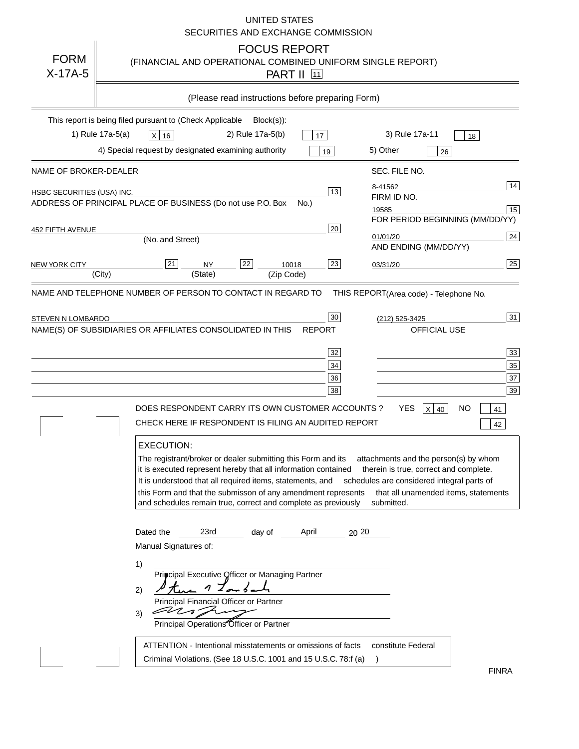UNITED STATES
SECURITIES AND EXCHANGE COMMISSION

# FORM X-17A-5

## FOCUS REPORT
(FINANCIAL AND OPERATIONAL COMBINED UNIFORM SINGLE REPORT)

PART II [11]

(Please read instructions before preparing Form)

This report is being filed pursuant to (Check Applicable Block(s)):

1) Rule 17a-5(a) [X] 16 2) Rule 17a-5(b) [ ] 17 3) Rule 17a-11 [ ] 18

4) Special request by designated examining authority [ ] 19 5) Other [ ] 26

| NAME OF BROKER-DEALER | | SEC. FILE NO. | |
|---|---|---|---|
| HSBC SECURITIES (USA) INC. | 13 | 8-41562 | 14 |
| ADDRESS OF PRINCIPAL PLACE OF BUSINESS (Do not use P.O. Box No.) | | FIRM ID NO. | |
| | | 19585 | 15 |
| 452 FIFTH AVENUE | 20 | FOR PERIOD BEGINNING (MM/DD/YY) | |
| (No. and Street) | | 01/01/20 | 24 |
| | | AND ENDING (MM/DD/YY) | |
| NEW YORK CITY [21] (City) NY [22] (State) 10018 (Zip Code) | 23 | 03/31/20 | 25 |

NAME AND TELEPHONE NUMBER OF PERSON TO CONTACT IN REGARD TO THIS REPORT (Area code) - Telephone No.

STEVEN N LOMBARDO [30] (212) 525-3425 [31]

NAME(S) OF SUBSIDIARIES OR AFFILIATES CONSOLIDATED IN THIS REPORT OFFICIAL USE

| | | | |
|---|---|---|---|
| | 32 | | 33 |
| | 34 | | 35 |
| | 36 | | 37 |
| | 38 | | 39 |

DOES RESPONDENT CARRY ITS OWN CUSTOMER ACCOUNTS ? YES [X] 40 NO [ ] 41

CHECK HERE IF RESPONDENT IS FILING AN AUDITED REPORT [ ] 42

**EXECUTION:**

The registrant/broker or dealer submitting this Form and its attachments and the person(s) by whom it is executed represent hereby that all information contained therein is true, correct and complete. It is understood that all required items, statements, and schedules are considered integral parts of this Form and that the submisson of any amendment represents that all unamended items, statements and schedules remain true, correct and complete as previously submitted.

Dated the 23rd day of April 20 20

Manual Signatures of:

1) ______________________________
Principal Executive Officer or Managing Partner

2) [signature]
Principal Financial Officer or Partner

3) [signature]
Principal Operations Officer or Partner

ATTENTION - Intentional misstatements or omissions of facts constitute Federal Criminal Violations. (See 18 U.S.C. 1001 and 15 U.S.C. 78:f (a) )

FINRA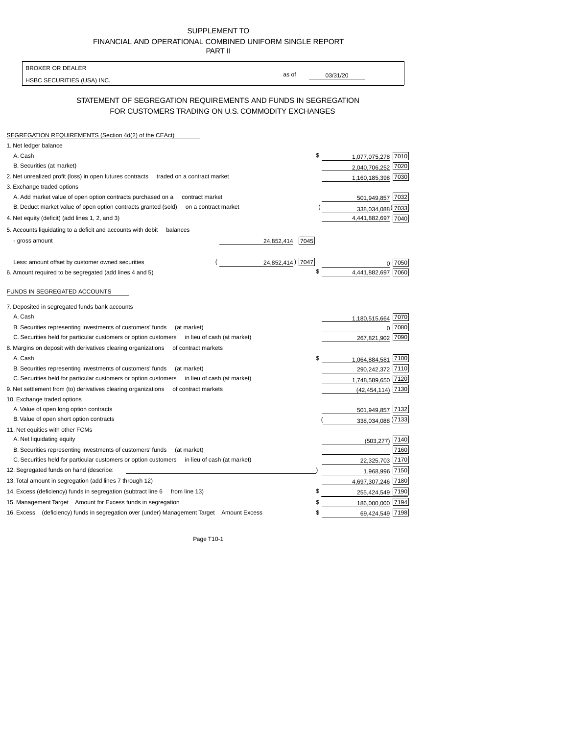SUPPLEMENT TO
FINANCIAL AND OPERATIONAL COMBINED UNIFORM SINGLE REPORT
PART II

| BROKER OR DEALER | | |
|---|---|---|
| HSBC SECURITIES (USA) INC. | as of | 03/31/20 |

## STATEMENT OF SEGREGATION REQUIREMENTS AND FUNDS IN SEGREGATION FOR CUSTOMERS TRADING ON U.S. COMMODITY EXCHANGES

SEGREGATION REQUIREMENTS (Section 4d(2) of the CEAct)

| Item | | | Amount | Code |
|---|---|---|---|---|
| 1. Net ledger balance | | | | |
| A. Cash | | | $ 1,077,075,278 | 7010 |
| B. Securities (at market) | | | 2,040,706,252 | 7020 |
| 2. Net unrealized profit (loss) in open futures contracts traded on a contract market | | | 1,160,185,398 | 7030 |
| 3. Exchange traded options | | | | |
| A. Add market value of open option contracts purchased on a contract market | | | 501,949,857 | 7032 |
| B. Deduct market value of open option contracts granted (sold) on a contract market | | | (338,034,088) | 7033 |
| 4. Net equity (deficit) (add lines 1, 2, and 3) | | | 4,441,882,697 | 7040 |
| 5. Accounts liquidating to a deficit and accounts with debit balances | | | | |
| - gross amount | 24,852,414 | 7045 | | |
| Less: amount offset by customer owned securities | (24,852,414) | 7047 | 0 | 7050 |
| 6. Amount required to be segregated (add lines 4 and 5) | | | $ 4,441,882,697 | 7060 |

FUNDS IN SEGREGATED ACCOUNTS

| Item | Amount | Code |
|---|---|---|
| 7. Deposited in segregated funds bank accounts | | |
| A. Cash | 1,180,515,664 | 7070 |
| B. Securities representing investments of customers' funds (at market) | 0 | 7080 |
| C. Securities held for particular customers or option customers in lieu of cash (at market) | 267,821,902 | 7090 |
| 8. Margins on deposit with derivatives clearing organizations of contract markets | | |
| A. Cash | $ 1,064,884,581 | 7100 |
| B. Securities representing investments of customers' funds (at market) | 290,242,372 | 7110 |
| C. Securities held for particular customers or option customers in lieu of cash (at market) | 1,748,589,650 | 7120 |
| 9. Net settlement from (to) derivatives clearing organizations of contract markets | (42,454,114) | 7130 |
| 10. Exchange traded options | | |
| A. Value of open long option contracts | 501,949,857 | 7132 |
| B. Value of open short option contracts | (338,034,088) | 7133 |
| 11. Net equities with other FCMs | | |
| A. Net liquidating equity | (503,277) | 7140 |
| B. Securities representing investments of customers' funds (at market) | | 7160 |
| C. Securities held for particular customers or option customers in lieu of cash (at market) | 22,325,703 | 7170 |
| 12. Segregated funds on hand (describe: ) | 1,968,996 | 7150 |
| 13. Total amount in segregation (add lines 7 through 12) | 4,697,307,246 | 7180 |
| 14. Excess (deficiency) funds in segregation (subtract line 6 from line 13) | $ 255,424,549 | 7190 |
| 15. Management Target Amount for Excess funds in segregation | $ 186,000,000 | 7194 |
| 16. Excess (deficiency) funds in segregation over (under) Management Target Amount Excess | $ 69,424,549 | 7198 |

Page T10-1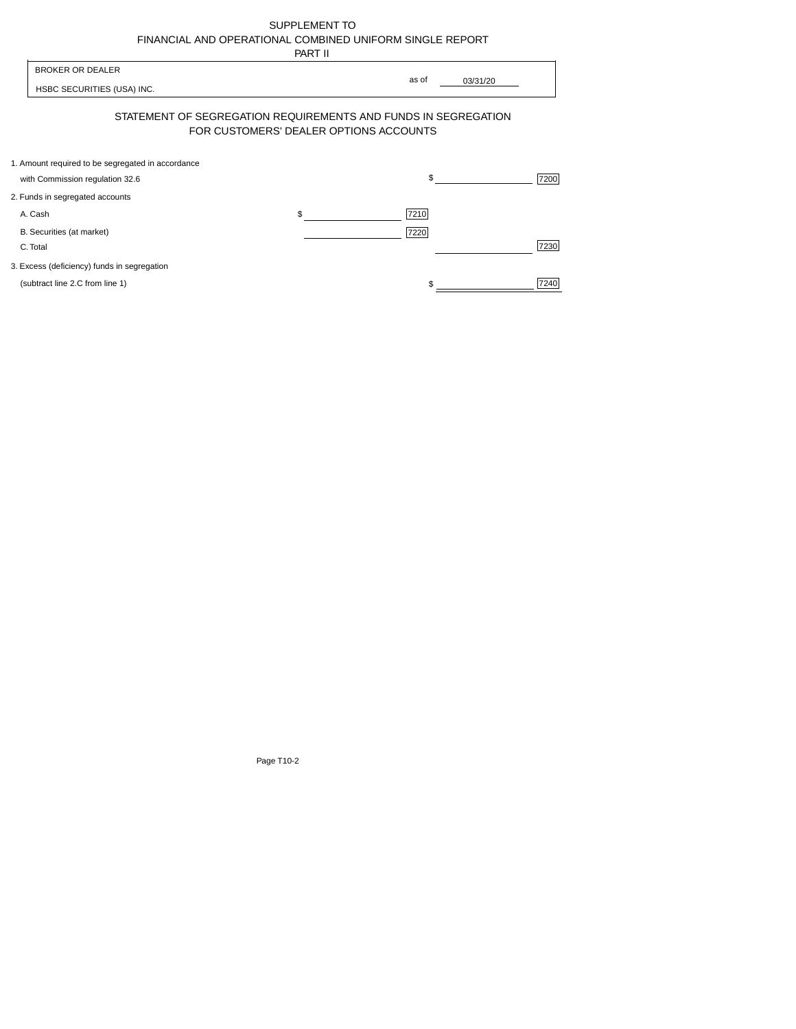SUPPLEMENT TO
FINANCIAL AND OPERATIONAL COMBINED UNIFORM SINGLE REPORT
PART II

BROKER OR DEALER

HSBC SECURITIES (USA) INC.

as of 03/31/20

## STATEMENT OF SEGREGATION REQUIREMENTS AND FUNDS IN SEGREGATION FOR CUSTOMERS' DEALER OPTIONS ACCOUNTS

| | | | | |
|---|---|---|---|---|
| 1. Amount required to be segregated in accordance with Commission regulation 32.6 | | | $ | 7200 |
| 2. Funds in segregated accounts | | | | |
| A. Cash | $ | 7210 | | |
| B. Securities (at market) | | 7220 | | |
| C. Total | | | | 7230 |
| 3. Excess (deficiency) funds in segregation (subtract line 2.C from line 1) | | | $ | 7240 |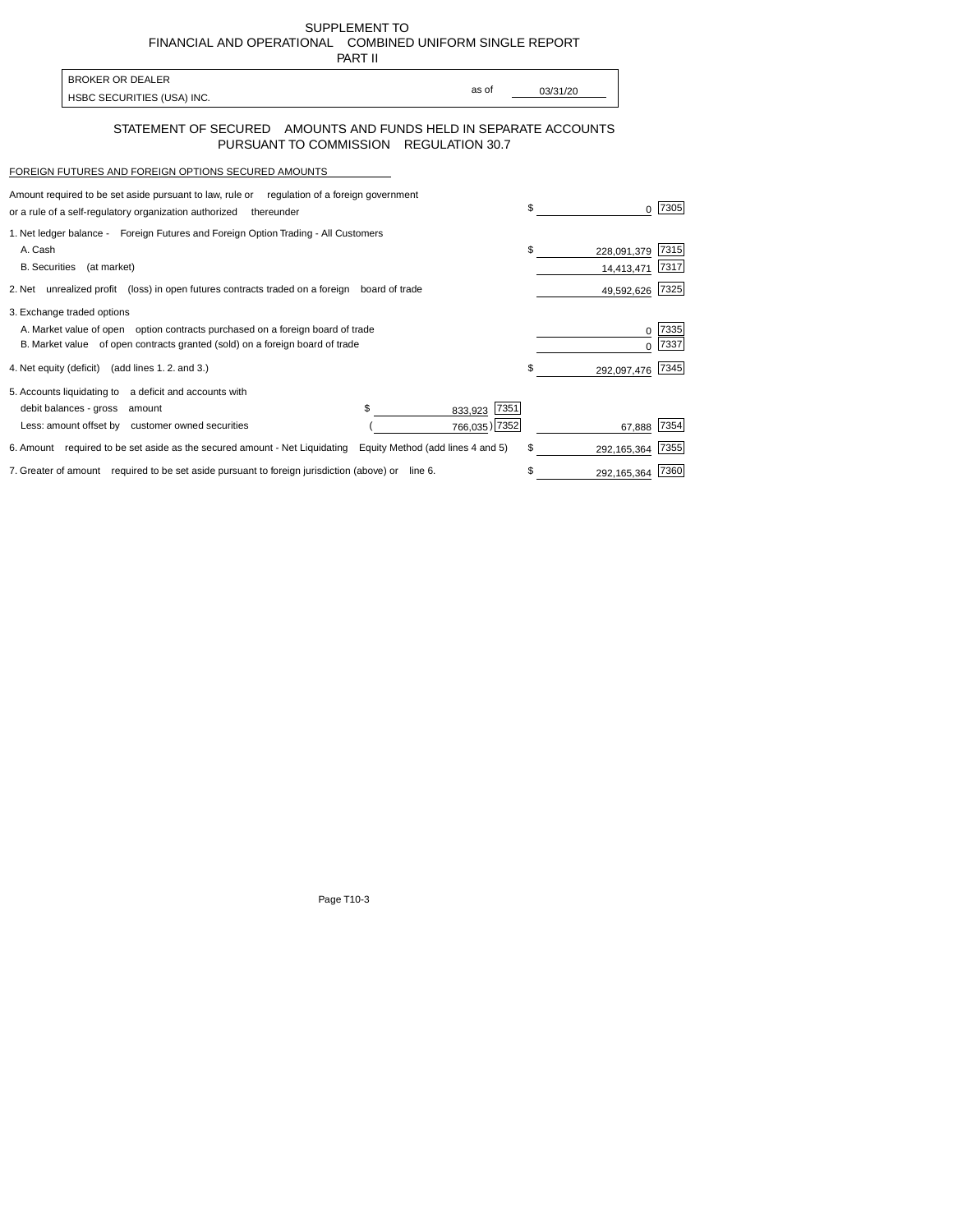SUPPLEMENT TO
FINANCIAL AND OPERATIONAL COMBINED UNIFORM SINGLE REPORT
PART II

| BROKER OR DEALER | | |
|---|---|---|
| HSBC SECURITIES (USA) INC. | as of | 03/31/20 |

## STATEMENT OF SECURED AMOUNTS AND FUNDS HELD IN SEPARATE ACCOUNTS PURSUANT TO COMMISSION REGULATION 30.7

FOREIGN FUTURES AND FOREIGN OPTIONS SECURED AMOUNTS

| Description | | | Amount | Code |
|---|---|---|---|---|
| Amount required to be set aside pursuant to law, rule or regulation of a foreign government or a rule of a self-regulatory organization authorized thereunder | | | $ 0 | 7305 |
| 1. Net ledger balance - Foreign Futures and Foreign Option Trading - All Customers | | | | |
| A. Cash | | | $ 228,091,379 | 7315 |
| B. Securities (at market) | | | 14,413,471 | 7317 |
| 2. Net unrealized profit (loss) in open futures contracts traded on a foreign board of trade | | | 49,592,626 | 7325 |
| 3. Exchange traded options | | | | |
| A. Market value of open option contracts purchased on a foreign board of trade | | | 0 | 7335 |
| B. Market value of open contracts granted (sold) on a foreign board of trade | | | 0 | 7337 |
| 4. Net equity (deficit) (add lines 1. 2. and 3.) | | | $ 292,097,476 | 7345 |
| 5. Accounts liquidating to a deficit and accounts with debit balances - gross amount | $ 833,923 | 7351 | | |
| Less: amount offset by customer owned securities | ( 766,035 ) | 7352 | 67,888 | 7354 |
| 6. Amount required to be set aside as the secured amount - Net Liquidating Equity Method (add lines 4 and 5) | | | $ 292,165,364 | 7355 |
| 7. Greater of amount required to be set aside pursuant to foreign jurisdiction (above) or line 6. | | | $ 292,165,364 | 7360 |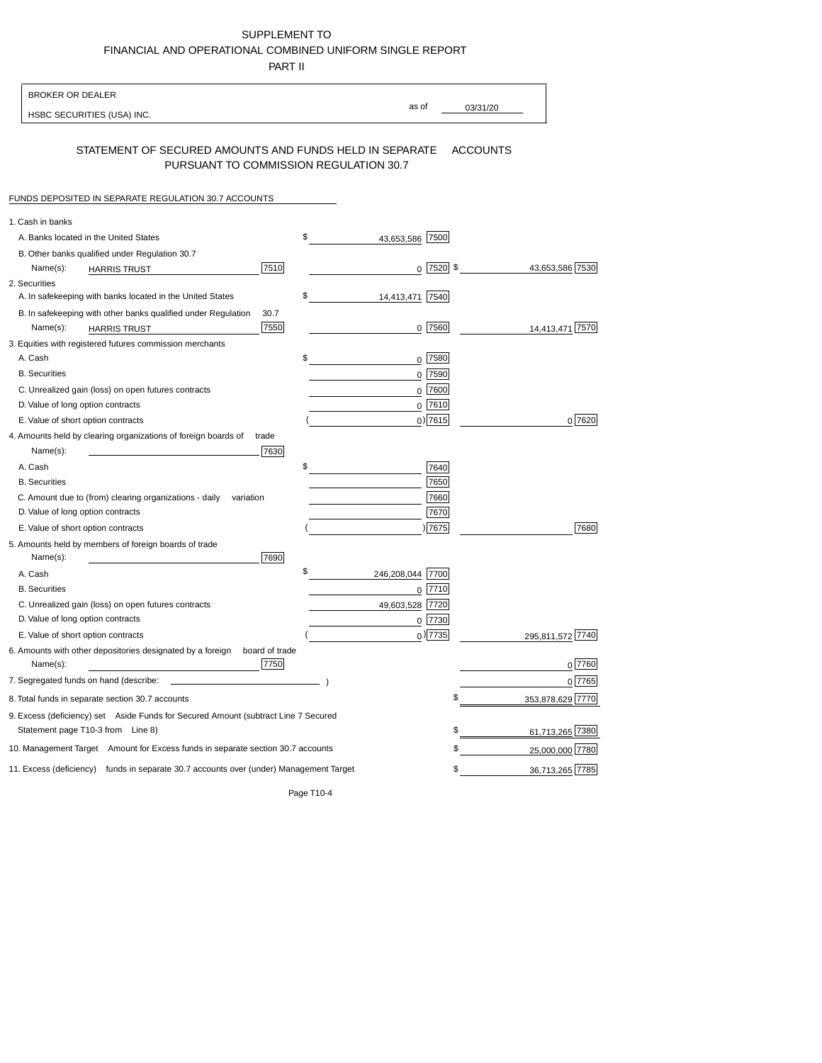SUPPLEMENT TO
FINANCIAL AND OPERATIONAL COMBINED UNIFORM SINGLE REPORT
PART II

| BROKER OR DEALER | |
|---|---|
| HSBC SECURITIES (USA) INC. | as of 03/31/20 |

## STATEMENT OF SECURED AMOUNTS AND FUNDS HELD IN SEPARATE ACCOUNTS PURSUANT TO COMMISSION REGULATION 30.7

FUNDS DEPOSITED IN SEPARATE REGULATION 30.7 ACCOUNTS

| | | | | |
|---|---|---|---|---|
| 1. Cash in banks | | | | |
| A. Banks located in the United States | | $ 43,653,586 | 7500 | |
| B. Other banks qualified under Regulation 30.7 | | | | |
| Name(s): HARRIS TRUST | 7510 | 0 | 7520 | $ 43,653,586 7530 |
| 2. Securities | | | | |
| A. In safekeeping with banks located in the United States | | $ 14,413,471 | 7540 | |
| B. In safekeeping with other banks qualified under Regulation 30.7 | | | | |
| Name(s): HARRIS TRUST | 7550 | 0 | 7560 | 14,413,471 7570 |
| 3. Equities with registered futures commission merchants | | | | |
| A. Cash | | $ 0 | 7580 | |
| B. Securities | | 0 | 7590 | |
| C. Unrealized gain (loss) on open futures contracts | | 0 | 7600 | |
| D. Value of long option contracts | | 0 | 7610 | |
| E. Value of short option contracts | | ( 0 ) | 7615 | 0 7620 |
| 4. Amounts held by clearing organizations of foreign boards of trade | | | | |
| Name(s): | 7630 | | | |
| A. Cash | | $ | 7640 | |
| B. Securities | | | 7650 | |
| C. Amount due to (from) clearing organizations - daily variation | | | 7660 | |
| D. Value of long option contracts | | | 7670 | |
| E. Value of short option contracts | | ( ) | 7675 | 7680 |
| 5. Amounts held by members of foreign boards of trade | | | | |
| Name(s): | 7690 | | | |
| A. Cash | | $ 246,208,044 | 7700 | |
| B. Securities | | 0 | 7710 | |
| C. Unrealized gain (loss) on open futures contracts | | 49,603,528 | 7720 | |
| D. Value of long option contracts | | 0 | 7730 | |
| E. Value of short option contracts | | ( 0 ) | 7735 | 295,811,572 7740 |
| 6. Amounts with other depositories designated by a foreign board of trade | | | | |
| Name(s): | 7750 | | | 0 7760 |
| 7. Segregated funds on hand (describe: ) | | | | 0 7765 |
| 8. Total funds in separate section 30.7 accounts | | | | $ 353,878,629 7770 |
| 9. Excess (deficiency) set Aside Funds for Secured Amount (subtract Line 7 Secured Statement page T10-3 from Line 8) | | | | $ 61,713,265 7380 |
| 10. Management Target Amount for Excess funds in separate section 30.7 accounts | | | | $ 25,000,000 7780 |
| 11. Excess (deficiency) funds in separate 30.7 accounts over (under) Management Target | | | | $ 36,713,265 7785 |

Page T10-4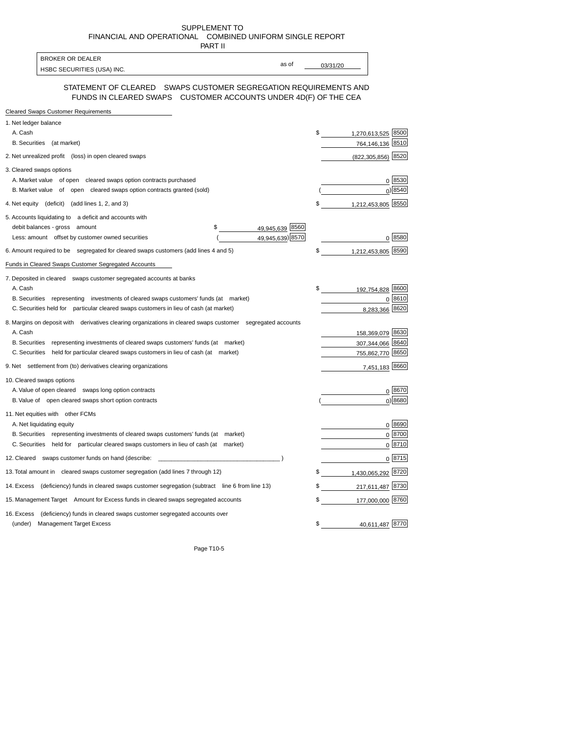SUPPLEMENT TO
FINANCIAL AND OPERATIONAL COMBINED UNIFORM SINGLE REPORT
PART II

| BROKER OR DEALER | | |
|---|---|---|
| HSBC SECURITIES (USA) INC. | as of | 03/31/20 |

## STATEMENT OF CLEARED SWAPS CUSTOMER SEGREGATION REQUIREMENTS AND FUNDS IN CLEARED SWAPS CUSTOMER ACCOUNTS UNDER 4D(F) OF THE CEA

**Cleared Swaps Customer Requirements**

| | | | |
|---|---|---|---|
| 1. Net ledger balance | | | |
| A. Cash | | $ 1,270,613,525 | 8500 |
| B. Securities (at market) | | 764,146,136 | 8510 |
| 2. Net unrealized profit (loss) in open cleared swaps | | (822,305,856) | 8520 |
| 3. Cleared swaps options | | | |
| A. Market value of open cleared swaps option contracts purchased | | 0 | 8530 |
| B. Market value of open cleared swaps option contracts granted (sold) | | ( 0) | 8540 |
| 4. Net equity (deficit) (add lines 1, 2, and 3) | | $ 1,212,453,805 | 8550 |
| 5. Accounts liquidating to a deficit and accounts with | | | |
| debit balances - gross amount | $ 49,945,639 [8560] | | |
| Less: amount offset by customer owned securities | ( 49,945,639) [8570] | 0 | 8580 |
| 6. Amount required to be segregated for cleared swaps customers (add lines 4 and 5) | | $ 1,212,453,805 | 8590 |

**Funds in Cleared Swaps Customer Segregated Accounts**

| | | |
|---|---|---|
| 7. Deposited in cleared swaps customer segregated accounts at banks | | |
| A. Cash | $ 192,754,828 | 8600 |
| B. Securities representing investments of cleared swaps customers' funds (at market) | 0 | 8610 |
| C. Securities held for particular cleared swaps customers in lieu of cash (at market) | 8,283,366 | 8620 |
| 8. Margins on deposit with derivatives clearing organizations in cleared swaps customer segregated accounts | | |
| A. Cash | 158,369,079 | 8630 |
| B. Securities representing investments of cleared swaps customers' funds (at market) | 307,344,066 | 8640 |
| C. Securities held for particular cleared swaps customers in lieu of cash (at market) | 755,862,770 | 8650 |
| 9. Net settlement from (to) derivatives clearing organizations | 7,451,183 | 8660 |
| 10. Cleared swaps options | | |
| A. Value of open cleared swaps long option contracts | 0 | 8670 |
| B. Value of open cleared swaps short option contracts | ( 0) | 8680 |
| 11. Net equities with other FCMs | | |
| A. Net liquidating equity | 0 | 8690 |
| B. Securities representing investments of cleared swaps customers' funds (at market) | 0 | 8700 |
| C. Securities held for particular cleared swaps customers in lieu of cash (at market) | 0 | 8710 |
| 12. Cleared swaps customer funds on hand (describe: ____________________________________ ) | 0 | 8715 |
| 13. Total amount in cleared swaps customer segregation (add lines 7 through 12) | $ 1,430,065,292 | 8720 |
| 14. Excess (deficiency) funds in cleared swaps customer segregation (subtract line 6 from line 13) | $ 217,611,487 | 8730 |
| 15. Management Target Amount for Excess funds in cleared swaps segregated accounts | $ 177,000,000 | 8760 |
| 16. Excess (deficiency) funds in cleared swaps customer segregated accounts over (under) Management Target Excess | $ 40,611,487 | 8770 |

Page T10-5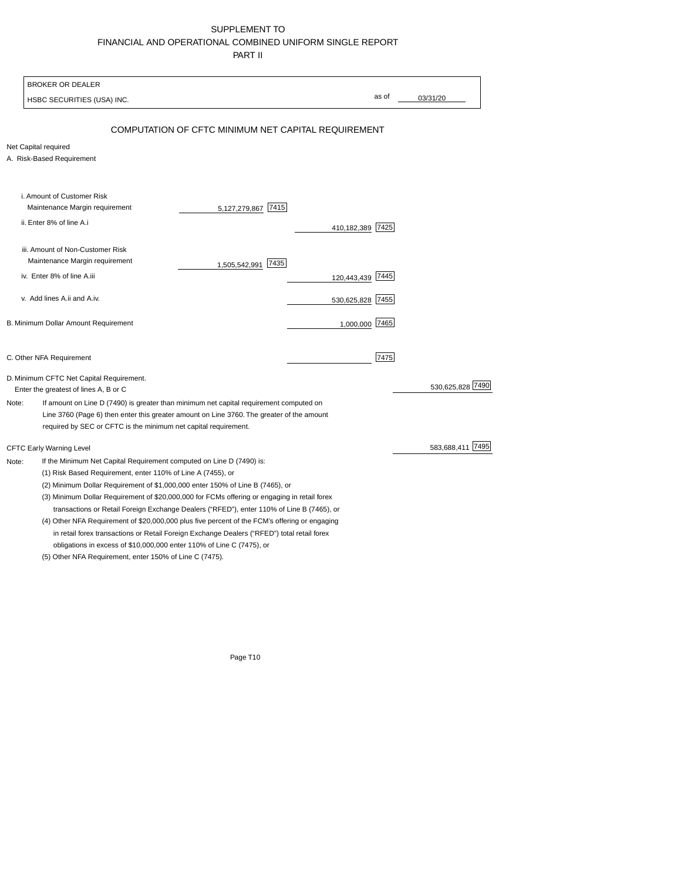SUPPLEMENT TO
FINANCIAL AND OPERATIONAL COMBINED UNIFORM SINGLE REPORT
PART II

| | |
|---|---|
| BROKER OR DEALER | |
| HSBC SECURITIES (USA) INC. | as of 03/31/20 |

## COMPUTATION OF CFTC MINIMUM NET CAPITAL REQUIREMENT

Net Capital required

A. Risk-Based Requirement

| | | | |
|---|---|---|---|
| i. Amount of Customer Risk Maintenance Margin requirement | 5,127,279,867 [7415] | | |
| ii. Enter 8% of line A.i | | 410,182,389 [7425] | |
| iii. Amount of Non-Customer Risk Maintenance Margin requirement | 1,505,542,991 [7435] | | |
| iv. Enter 8% of line A.iii | | 120,443,439 [7445] | |
| v. Add lines A.ii and A.iv. | | 530,625,828 [7455] | |
| B. Minimum Dollar Amount Requirement | | 1,000,000 [7465] | |
| C. Other NFA Requirement | | [7475] | |
| D. Minimum CFTC Net Capital Requirement. Enter the greatest of lines A, B or C | | | 530,625,828 [7490] |

Note: If amount on Line D (7490) is greater than minimum net capital requirement computed on Line 3760 (Page 6) then enter this greater amount on Line 3760. The greater of the amount required by SEC or CFTC is the minimum net capital requirement.

CFTC Early Warning Level — 583,688,411 [7495]

Note: If the Minimum Net Capital Requirement computed on Line D (7490) is:

(1) Risk Based Requirement, enter 110% of Line A (7455), or

(2) Minimum Dollar Requirement of $1,000,000 enter 150% of Line B (7465), or

(3) Minimum Dollar Requirement of $20,000,000 for FCMs offering or engaging in retail forex transactions or Retail Foreign Exchange Dealers ("RFED"), enter 110% of Line B (7465), or

(4) Other NFA Requirement of $20,000,000 plus five percent of the FCM's offering or engaging in retail forex transactions or Retail Foreign Exchange Dealers ("RFED") total retail forex obligations in excess of $10,000,000 enter 110% of Line C (7475), or

(5) Other NFA Requirement, enter 150% of Line C (7475).